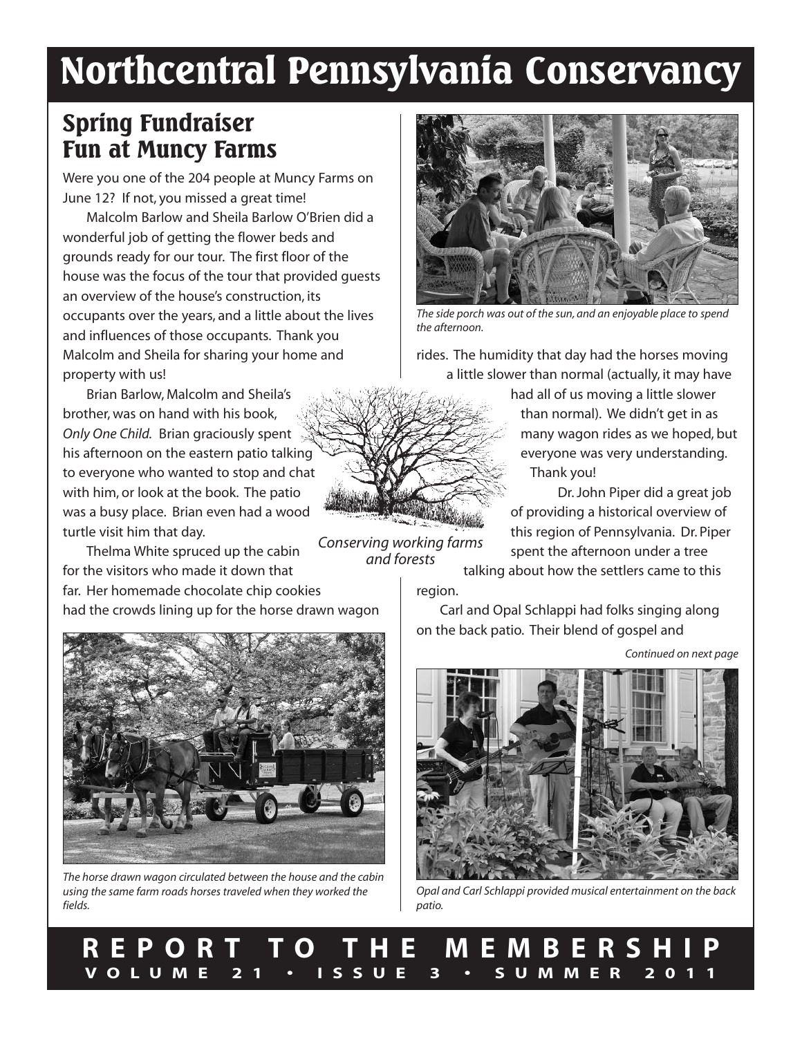# Northcentral Pennsylvania Conservancy

## Spring Fundraiser Fun at Muncy Farms

Were you one of the 204 people at Muncy Farms on June 12? If not, you missed a great time!

Malcolm Barlow and Sheila Barlow O'Brien did a wonderful job of getting the flower beds and grounds ready for our tour. The first floor of the house was the focus of the tour that provided guests an overview of the house's construction, its occupants over the years, and a little about the lives and influences of those occupants. Thank you Malcolm and Sheila for sharing your home and property with us!

Brian Barlow, Malcolm and Sheila's brother, was on hand with his book, *Only One Child*. Brian graciously spent his afternoon on the eastern patio talking to everyone who wanted to stop and chat with him, or look at the book. The patio was a busy place. Brian even had a wood turtle visit him that day.

Thelma White spruced up the cabin for the visitors who made it down that far. Her homemade chocolate chip cookies had the crowds lining up for the horse drawn wagon rides. The humidity that day had the horses moving a little slower than normal (actually, it may have had all of us moving a little slower than normal). We didn't get in as many wagon rides as we hoped, but everyone was very understanding. Thank you!

Dr. John Piper did a great job of providing a historical overview of this region of Pennsylvania. Dr. Piper spent the afternoon under a tree talking about how the settlers came to this region.

Carl and Opal Schlappi had folks singing along on the back patio. Their blend of gospel and

*Continued on next page*

*Conserving working farms and forests*

*The side porch was out of the sun, and an enjoyable place to spend the afternoon.*

*The horse drawn wagon circulated between the house and the cabin using the same farm roads horses traveled when they worked the fields.*

*Opal and Carl Schlappi provided musical entertainment on the back patio.*

**REPORT TO THE MEMBERSHIP**
**VOLUME 21 • ISSUE 3 • SUMMER 2011**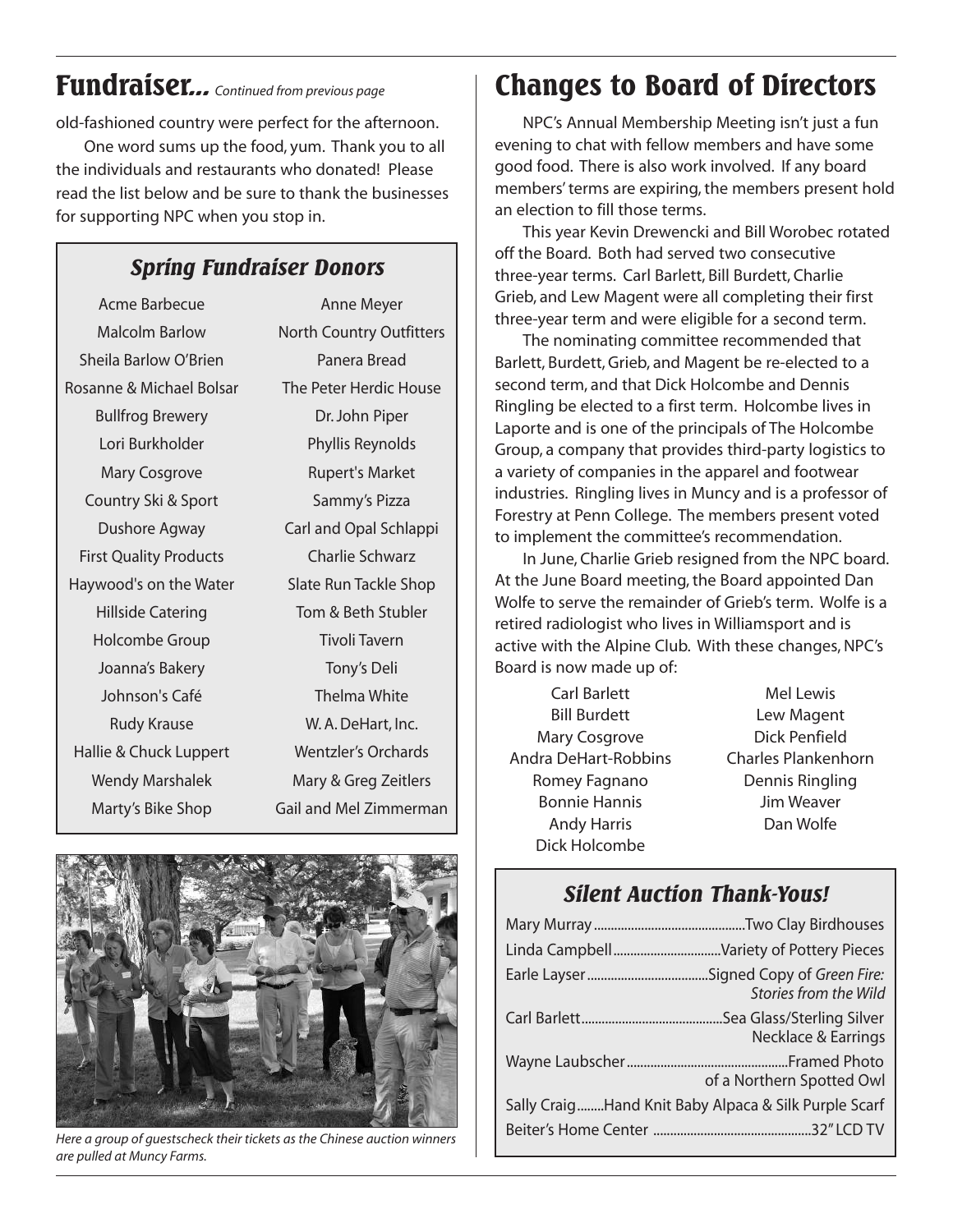## Fundraiser... *Continued from previous page*

old-fashioned country were perfect for the afternoon.

One word sums up the food, yum. Thank you to all the individuals and restaurants who donated! Please read the list below and be sure to thank the businesses for supporting NPC when you stop in.

### *Spring Fundraiser Donors*

| | |
|---|---|
| Acme Barbecue | Anne Meyer |
| Malcolm Barlow | North Country Outfitters |
| Sheila Barlow O'Brien | Panera Bread |
| Rosanne & Michael Bolsar | The Peter Herdic House |
| Bullfrog Brewery | Dr. John Piper |
| Lori Burkholder | Phyllis Reynolds |
| Mary Cosgrove | Rupert's Market |
| Country Ski & Sport | Sammy's Pizza |
| Dushore Agway | Carl and Opal Schlappi |
| First Quality Products | Charlie Schwarz |
| Haywood's on the Water | Slate Run Tackle Shop |
| Hillside Catering | Tom & Beth Stubler |
| Holcombe Group | Tivoli Tavern |
| Joanna's Bakery | Tony's Deli |
| Johnson's Café | Thelma White |
| Rudy Krause | W. A. DeHart, Inc. |
| Hallie & Chuck Luppert | Wentzler's Orchards |
| Wendy Marshalek | Mary & Greg Zeitlers |
| Marty's Bike Shop | Gail and Mel Zimmerman |

*Here a group of guestscheck their tickets as the Chinese auction winners are pulled at Muncy Farms.*

## Changes to Board of Directors

NPC's Annual Membership Meeting isn't just a fun evening to chat with fellow members and have some good food. There is also work involved. If any board members' terms are expiring, the members present hold an election to fill those terms.

This year Kevin Drewencki and Bill Worobec rotated off the Board. Both had served two consecutive three-year terms. Carl Barlett, Bill Burdett, Charlie Grieb, and Lew Magent were all completing their first three-year term and were eligible for a second term.

The nominating committee recommended that Barlett, Burdett, Grieb, and Magent be re-elected to a second term, and that Dick Holcombe and Dennis Ringling be elected to a first term. Holcombe lives in Laporte and is one of the principals of The Holcombe Group, a company that provides third-party logistics to a variety of companies in the apparel and footwear industries. Ringling lives in Muncy and is a professor of Forestry at Penn College. The members present voted to implement the committee's recommendation.

In June, Charlie Grieb resigned from the NPC board. At the June Board meeting, the Board appointed Dan Wolfe to serve the remainder of Grieb's term. Wolfe is a retired radiologist who lives in Williamsport and is active with the Alpine Club. With these changes, NPC's Board is now made up of:

| | |
|---|---|
| Carl Barlett | Mel Lewis |
| Bill Burdett | Lew Magent |
| Mary Cosgrove | Dick Penfield |
| Andra DeHart-Robbins | Charles Plankenhorn |
| Romey Fagnano | Dennis Ringling |
| Bonnie Hannis | Jim Weaver |
| Andy Harris | Dan Wolfe |
| Dick Holcombe | |

### *Silent Auction Thank-Yous!*

| | |
|---|---|
| Mary Murray | Two Clay Birdhouses |
| Linda Campbell | Variety of Pottery Pieces |
| Earle Layser | Signed Copy of *Green Fire: Stories from the Wild* |
| Carl Barlett | Sea Glass/Sterling Silver Necklace & Earrings |
| Wayne Laubscher | Framed Photo of a Northern Spotted Owl |
| Sally Craig | Hand Knit Baby Alpaca & Silk Purple Scarf |
| Beiter's Home Center | 32" LCD TV |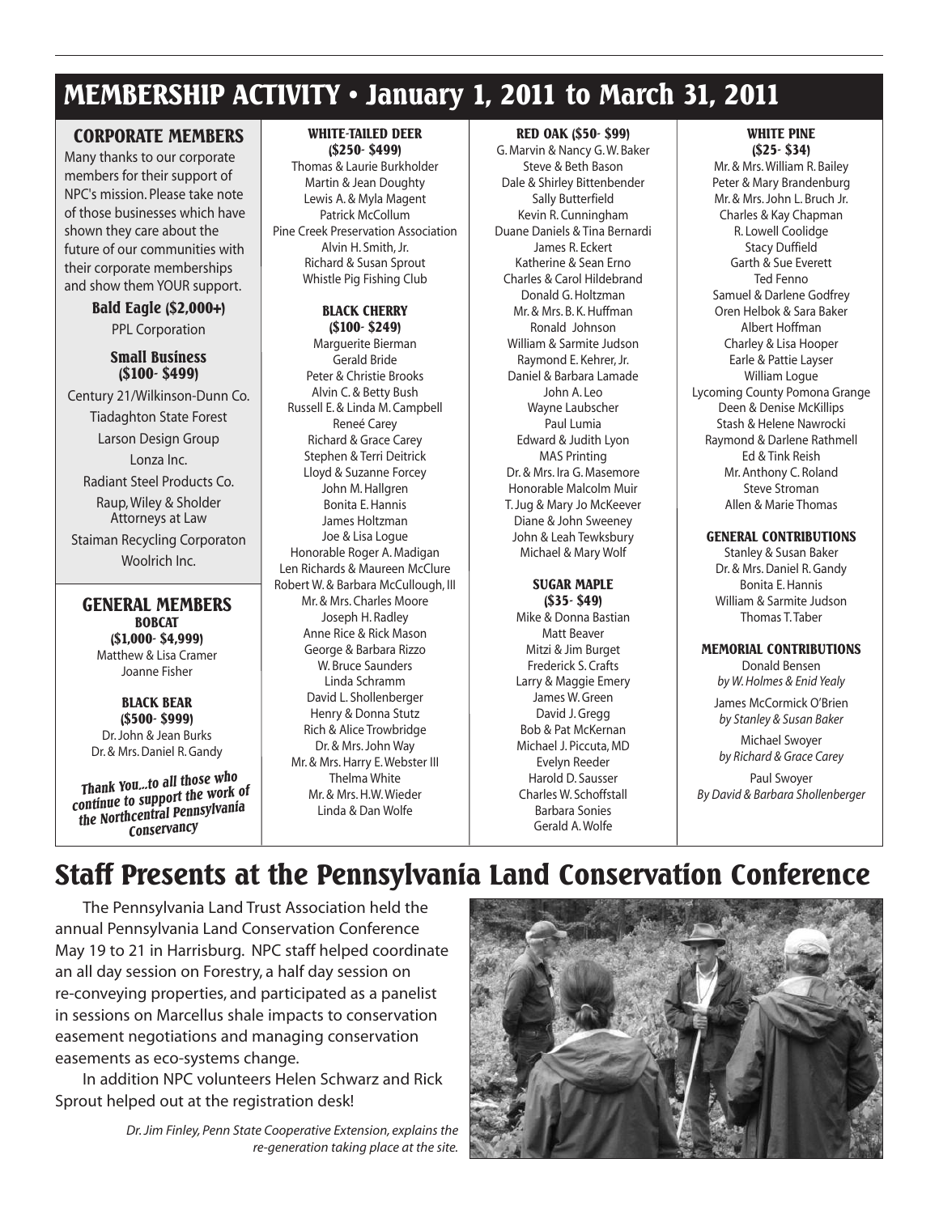# MEMBERSHIP ACTIVITY • January 1, 2011 to March 31, 2011

## CORPORATE MEMBERS

Many thanks to our corporate members for their support of NPC's mission. Please take note of those businesses which have shown they care about the future of our communities with their corporate memberships and show them YOUR support.

**Bald Eagle ($2,000+)**

PPL Corporation

**Small Business ($100- $499)**

Century 21/Wilkinson-Dunn Co.
Tiadaghton State Forest
Larson Design Group
Lonza Inc.
Radiant Steel Products Co.
Raup, Wiley & Sholder Attorneys at Law
Staiman Recycling Corporaton
Woolrich Inc.

## GENERAL MEMBERS

**BOBCAT ($1,000- $4,999)**

Matthew & Lisa Cramer
Joanne Fisher

**BLACK BEAR ($500- $999)**

Dr. John & Jean Burks
Dr. & Mrs. Daniel R. Gandy

*Thank You...to all those who continue to support the work of the Northcentral Pennsylvania Conservancy*

**WHITE-TAILED DEER ($250- $499)**

Thomas & Laurie Burkholder
Martin & Jean Doughty
Lewis A. & Myla Magent
Patrick McCollum
Pine Creek Preservation Association
Alvin H. Smith, Jr.
Richard & Susan Sprout
Whistle Pig Fishing Club

**BLACK CHERRY ($100- $249)**

Marguerite Bierman
Gerald Bride
Peter & Christie Brooks
Alvin C. & Betty Bush
Russell E. & Linda M. Campbell
Reneé Carey
Richard & Grace Carey
Stephen & Terri Deitrick
Lloyd & Suzanne Forcey
John M. Hallgren
Bonita E. Hannis
James Holtzman
Joe & Lisa Logue
Honorable Roger A. Madigan
Len Richards & Maureen McClure
Robert W. & Barbara McCullough, III
Mr. & Mrs. Charles Moore
Joseph H. Radley
Anne Rice & Rick Mason
George & Barbara Rizzo
W. Bruce Saunders
Linda Schramm
David L. Shollenberger
Henry & Donna Stutz
Rich & Alice Trowbridge
Dr. & Mrs. John Way
Mr. & Mrs. Harry E. Webster III
Thelma White
Mr. & Mrs. H.W. Wieder
Linda & Dan Wolfe

**RED OAK ($50- $99)**

G. Marvin & Nancy G. W. Baker
Steve & Beth Bason
Dale & Shirley Bittenbender
Sally Butterfield
Kevin R. Cunningham
Duane Daniels & Tina Bernardi
James R. Eckert
Katherine & Sean Erno
Charles & Carol Hildebrand
Donald G. Holtzman
Mr. & Mrs. B. K. Huffman
Ronald Johnson
William & Sarmite Judson
Raymond E. Kehrer, Jr.
Daniel & Barbara Lamade
John A. Leo
Wayne Laubscher
Paul Lumia
Edward & Judith Lyon
MAS Printing
Dr. & Mrs. Ira G. Masemore
Honorable Malcolm Muir
T. Jug & Mary Jo McKeever
Diane & John Sweeney
John & Leah Tewksbury
Michael & Mary Wolf

**SUGAR MAPLE ($35- $49)**

Mike & Donna Bastian
Matt Beaver
Mitzi & Jim Burget
Frederick S. Crafts
Larry & Maggie Emery
James W. Green
David J. Gregg
Bob & Pat McKernan
Michael J. Piccuta, MD
Evelyn Reeder
Harold D. Sausser
Charles W. Schoffstall
Barbara Sonies
Gerald A. Wolfe

**WHITE PINE ($25- $34)**

Mr. & Mrs. William R. Bailey
Peter & Mary Brandenburg
Mr. & Mrs. John L. Bruch Jr.
Charles & Kay Chapman
R. Lowell Coolidge
Stacy Duffield
Garth & Sue Everett
Ted Fenno
Samuel & Darlene Godfrey
Oren Helbok & Sara Baker
Albert Hoffman
Charley & Lisa Hooper
Earle & Pattie Layser
William Logue
Lycoming County Pomona Grange
Deen & Denise McKillips
Stash & Helene Nawrocki
Raymond & Darlene Rathmell
Ed & Tink Reish
Mr. Anthony C. Roland
Steve Stroman
Allen & Marie Thomas

**GENERAL CONTRIBUTIONS**

Stanley & Susan Baker
Dr. & Mrs. Daniel R. Gandy
Bonita E. Hannis
William & Sarmite Judson
Thomas T. Taber

**MEMORIAL CONTRIBUTIONS**

Donald Bensen
*by W. Holmes & Enid Yealy*

James McCormick O'Brien
*by Stanley & Susan Baker*

Michael Swoyer
*by Richard & Grace Carey*

Paul Swoyer
*By David & Barbara Shollenberger*

# Staff Presents at the Pennsylvania Land Conservation Conference

The Pennsylvania Land Trust Association held the annual Pennsylvania Land Conservation Conference May 19 to 21 in Harrisburg. NPC staff helped coordinate an all day session on Forestry, a half day session on re-conveying properties, and participated as a panelist in sessions on Marcellus shale impacts to conservation easement negotiations and managing conservation easements as eco-systems change.

In addition NPC volunteers Helen Schwarz and Rick Sprout helped out at the registration desk!

*Dr. Jim Finley, Penn State Cooperative Extension, explains the re-generation taking place at the site.*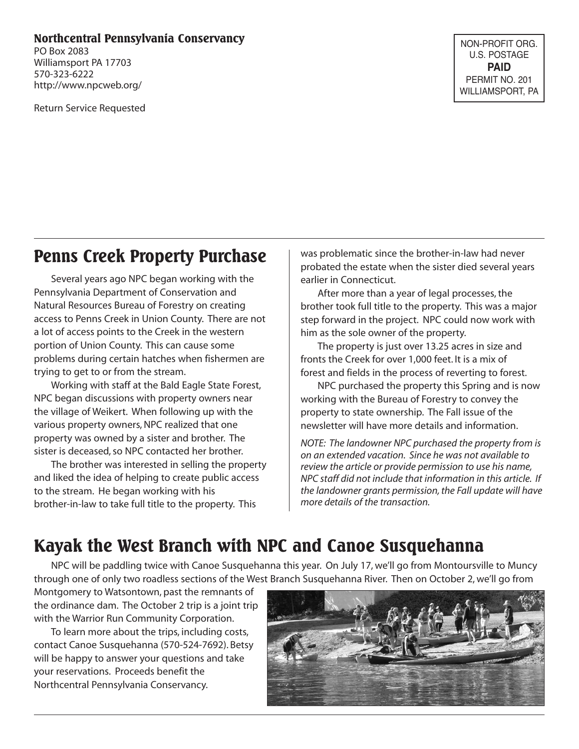**Northcentral Pennsylvania Conservancy**
PO Box 2083
Williamsport PA 17703
570-323-6222
http://www.npcweb.org/

Return Service Requested

NON-PROFIT ORG.
U.S. POSTAGE
**PAID**
PERMIT NO. 201
WILLIAMSPORT, PA

## Penns Creek Property Purchase

Several years ago NPC began working with the Pennsylvania Department of Conservation and Natural Resources Bureau of Forestry on creating access to Penns Creek in Union County. There are not a lot of access points to the Creek in the western portion of Union County. This can cause some problems during certain hatches when fishermen are trying to get to or from the stream.

Working with staff at the Bald Eagle State Forest, NPC began discussions with property owners near the village of Weikert. When following up with the various property owners, NPC realized that one property was owned by a sister and brother. The sister is deceased, so NPC contacted her brother.

The brother was interested in selling the property and liked the idea of helping to create public access to the stream. He began working with his brother-in-law to take full title to the property. This was problematic since the brother-in-law had never probated the estate when the sister died several years earlier in Connecticut.

After more than a year of legal processes, the brother took full title to the property. This was a major step forward in the project. NPC could now work with him as the sole owner of the property.

The property is just over 13.25 acres in size and fronts the Creek for over 1,000 feet. It is a mix of forest and fields in the process of reverting to forest.

NPC purchased the property this Spring and is now working with the Bureau of Forestry to convey the property to state ownership. The Fall issue of the newsletter will have more details and information.

*NOTE: The landowner NPC purchased the property from is on an extended vacation. Since he was not available to review the article or provide permission to use his name, NPC staff did not include that information in this article. If the landowner grants permission, the Fall update will have more details of the transaction.*

## Kayak the West Branch with NPC and Canoe Susquehanna

NPC will be paddling twice with Canoe Susquehanna this year. On July 17, we'll go from Montoursville to Muncy through one of only two roadless sections of the West Branch Susquehanna River. Then on October 2, we'll go from Montgomery to Watsontown, past the remnants of the ordinance dam. The October 2 trip is a joint trip with the Warrior Run Community Corporation.

To learn more about the trips, including costs, contact Canoe Susquehanna (570-524-7692). Betsy will be happy to answer your questions and take your reservations. Proceeds benefit the Northcentral Pennsylvania Conservancy.